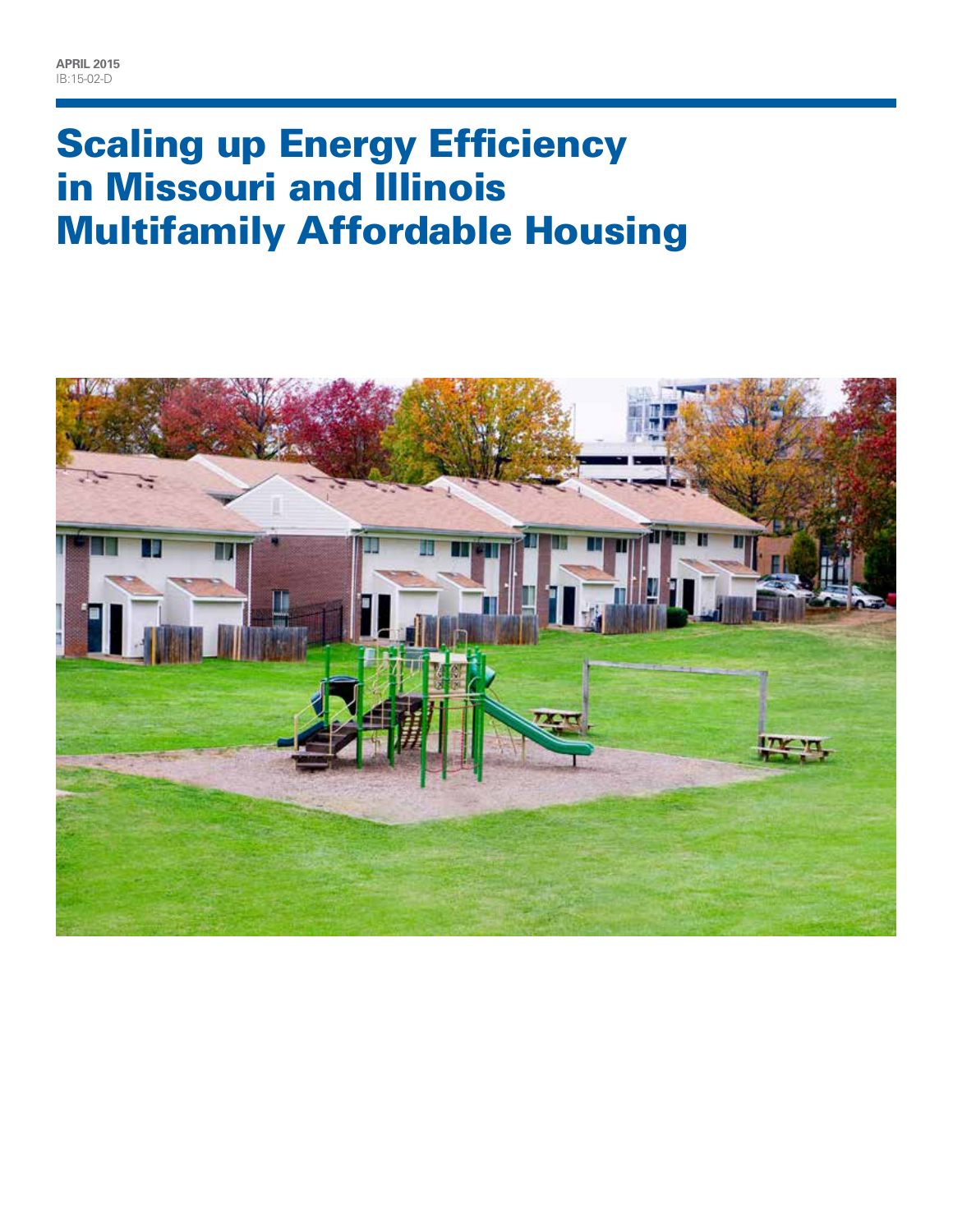**APRIL 2015**
IB:15-02-D

# Scaling up Energy Efficiency in Missouri and Illinois Multifamily Affordable Housing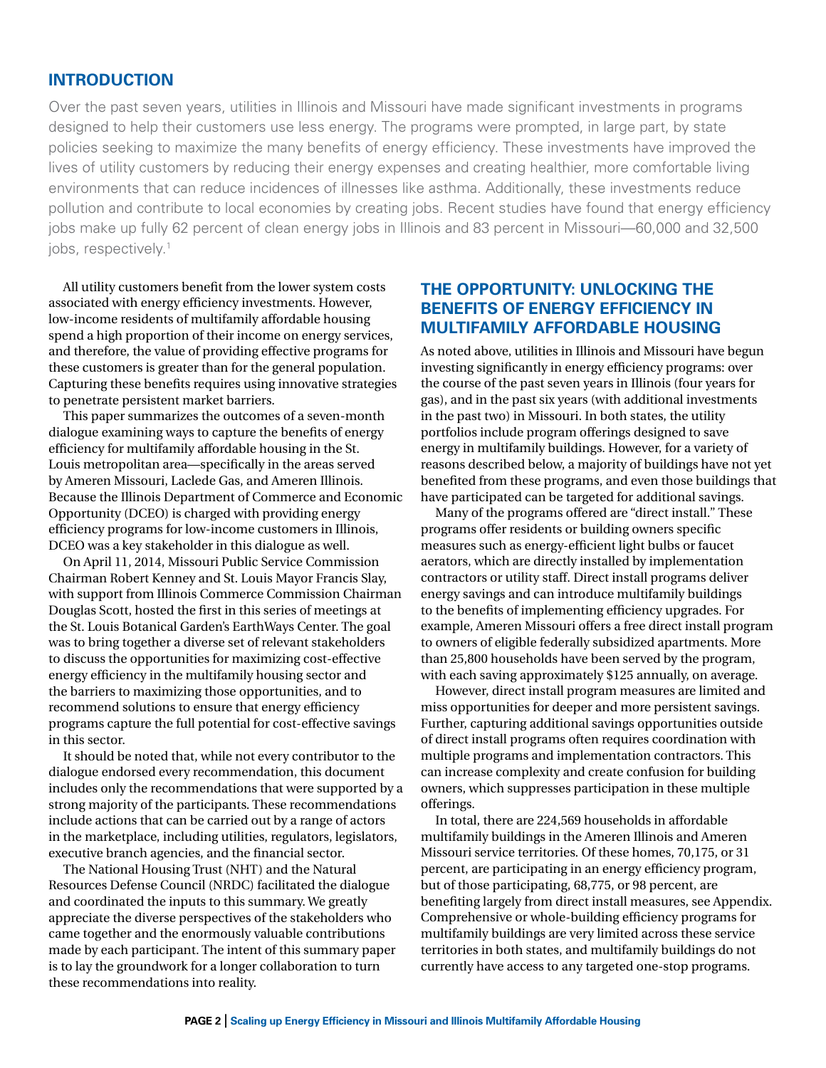## INTRODUCTION

Over the past seven years, utilities in Illinois and Missouri have made significant investments in programs designed to help their customers use less energy. The programs were prompted, in large part, by state policies seeking to maximize the many benefits of energy efficiency. These investments have improved the lives of utility customers by reducing their energy expenses and creating healthier, more comfortable living environments that can reduce incidences of illnesses like asthma. Additionally, these investments reduce pollution and contribute to local economies by creating jobs. Recent studies have found that energy efficiency jobs make up fully 62 percent of clean energy jobs in Illinois and 83 percent in Missouri—60,000 and 32,500 jobs, respectively.[1]

All utility customers benefit from the lower system costs associated with energy efficiency investments. However, low-income residents of multifamily affordable housing spend a high proportion of their income on energy services, and therefore, the value of providing effective programs for these customers is greater than for the general population. Capturing these benefits requires using innovative strategies to penetrate persistent market barriers.

This paper summarizes the outcomes of a seven-month dialogue examining ways to capture the benefits of energy efficiency for multifamily affordable housing in the St. Louis metropolitan area—specifically in the areas served by Ameren Missouri, Laclede Gas, and Ameren Illinois. Because the Illinois Department of Commerce and Economic Opportunity (DCEO) is charged with providing energy efficiency programs for low-income customers in Illinois, DCEO was a key stakeholder in this dialogue as well.

On April 11, 2014, Missouri Public Service Commission Chairman Robert Kenney and St. Louis Mayor Francis Slay, with support from Illinois Commerce Commission Chairman Douglas Scott, hosted the first in this series of meetings at the St. Louis Botanical Garden's EarthWays Center. The goal was to bring together a diverse set of relevant stakeholders to discuss the opportunities for maximizing cost-effective energy efficiency in the multifamily housing sector and the barriers to maximizing those opportunities, and to recommend solutions to ensure that energy efficiency programs capture the full potential for cost-effective savings in this sector.

It should be noted that, while not every contributor to the dialogue endorsed every recommendation, this document includes only the recommendations that were supported by a strong majority of the participants. These recommendations include actions that can be carried out by a range of actors in the marketplace, including utilities, regulators, legislators, executive branch agencies, and the financial sector.

The National Housing Trust (NHT) and the Natural Resources Defense Council (NRDC) facilitated the dialogue and coordinated the inputs to this summary. We greatly appreciate the diverse perspectives of the stakeholders who came together and the enormously valuable contributions made by each participant. The intent of this summary paper is to lay the groundwork for a longer collaboration to turn these recommendations into reality.

## THE OPPORTUNITY: UNLOCKING THE BENEFITS OF ENERGY EFFICIENCY IN MULTIFAMILY AFFORDABLE HOUSING

As noted above, utilities in Illinois and Missouri have begun investing significantly in energy efficiency programs: over the course of the past seven years in Illinois (four years for gas), and in the past six years (with additional investments in the past two) in Missouri. In both states, the utility portfolios include program offerings designed to save energy in multifamily buildings. However, for a variety of reasons described below, a majority of buildings have not yet benefited from these programs, and even those buildings that have participated can be targeted for additional savings.

Many of the programs offered are "direct install." These programs offer residents or building owners specific measures such as energy-efficient light bulbs or faucet aerators, which are directly installed by implementation contractors or utility staff. Direct install programs deliver energy savings and can introduce multifamily buildings to the benefits of implementing efficiency upgrades. For example, Ameren Missouri offers a free direct install program to owners of eligible federally subsidized apartments. More than 25,800 households have been served by the program, with each saving approximately $125 annually, on average.

However, direct install program measures are limited and miss opportunities for deeper and more persistent savings. Further, capturing additional savings opportunities outside of direct install programs often requires coordination with multiple programs and implementation contractors. This can increase complexity and create confusion for building owners, which suppresses participation in these multiple offerings.

In total, there are 224,569 households in affordable multifamily buildings in the Ameren Illinois and Ameren Missouri service territories. Of these homes, 70,175, or 31 percent, are participating in an energy efficiency program, but of those participating, 68,775, or 98 percent, are benefiting largely from direct install measures, see Appendix. Comprehensive or whole-building efficiency programs for multifamily buildings are very limited across these service territories in both states, and multifamily buildings do not currently have access to any targeted one-stop programs.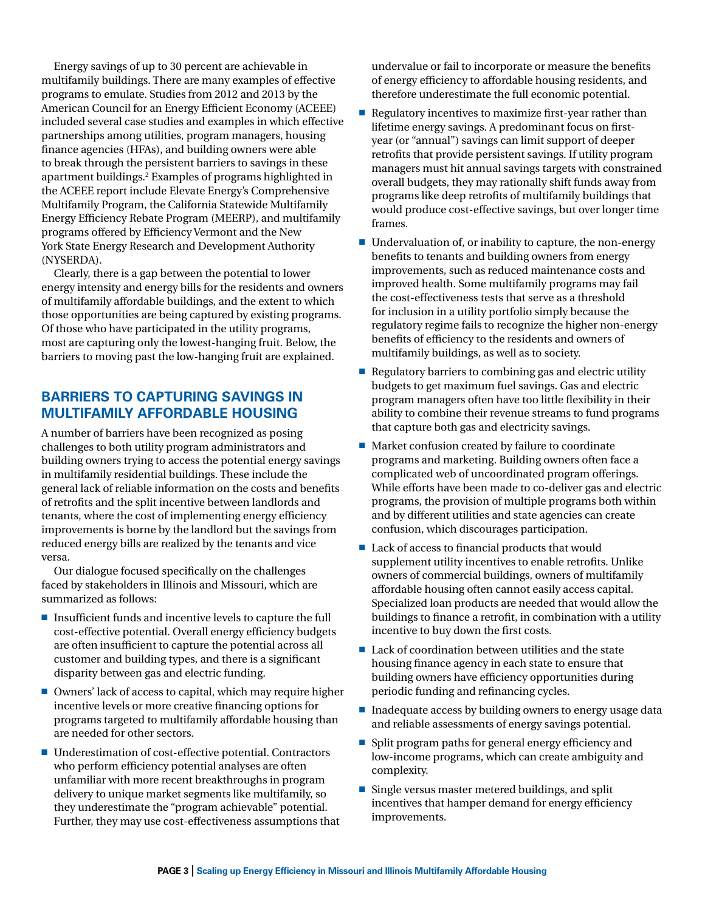Energy savings of up to 30 percent are achievable in multifamily buildings. There are many examples of effective programs to emulate. Studies from 2012 and 2013 by the American Council for an Energy Efficient Economy (ACEEE) included several case studies and examples in which effective partnerships among utilities, program managers, housing finance agencies (HFAs), and building owners were able to break through the persistent barriers to savings in these apartment buildings.[2] Examples of programs highlighted in the ACEEE report include Elevate Energy's Comprehensive Multifamily Program, the California Statewide Multifamily Energy Efficiency Rebate Program (MEERP), and multifamily programs offered by Efficiency Vermont and the New York State Energy Research and Development Authority (NYSERDA).

Clearly, there is a gap between the potential to lower energy intensity and energy bills for the residents and owners of multifamily affordable buildings, and the extent to which those opportunities are being captured by existing programs. Of those who have participated in the utility programs, most are capturing only the lowest-hanging fruit. Below, the barriers to moving past the low-hanging fruit are explained.

## BARRIERS TO CAPTURING SAVINGS IN MULTIFAMILY AFFORDABLE HOUSING

A number of barriers have been recognized as posing challenges to both utility program administrators and building owners trying to access the potential energy savings in multifamily residential buildings. These include the general lack of reliable information on the costs and benefits of retrofits and the split incentive between landlords and tenants, where the cost of implementing energy efficiency improvements is borne by the landlord but the savings from reduced energy bills are realized by the tenants and vice versa.

Our dialogue focused specifically on the challenges faced by stakeholders in Illinois and Missouri, which are summarized as follows:

- Insufficient funds and incentive levels to capture the full cost-effective potential. Overall energy efficiency budgets are often insufficient to capture the potential across all customer and building types, and there is a significant disparity between gas and electric funding.
- Owners' lack of access to capital, which may require higher incentive levels or more creative financing options for programs targeted to multifamily affordable housing than are needed for other sectors.
- Underestimation of cost-effective potential. Contractors who perform efficiency potential analyses are often unfamiliar with more recent breakthroughs in program delivery to unique market segments like multifamily, so they underestimate the "program achievable" potential. Further, they may use cost-effectiveness assumptions that undervalue or fail to incorporate or measure the benefits of energy efficiency to affordable housing residents, and therefore underestimate the full economic potential.
- Regulatory incentives to maximize first-year rather than lifetime energy savings. A predominant focus on first-year (or "annual") savings can limit support of deeper retrofits that provide persistent savings. If utility program managers must hit annual savings targets with constrained overall budgets, they may rationally shift funds away from programs like deep retrofits of multifamily buildings that would produce cost-effective savings, but over longer time frames.
- Undervaluation of, or inability to capture, the non-energy benefits to tenants and building owners from energy improvements, such as reduced maintenance costs and improved health. Some multifamily programs may fail the cost-effectiveness tests that serve as a threshold for inclusion in a utility portfolio simply because the regulatory regime fails to recognize the higher non-energy benefits of efficiency to the residents and owners of multifamily buildings, as well as to society.
- Regulatory barriers to combining gas and electric utility budgets to get maximum fuel savings. Gas and electric program managers often have too little flexibility in their ability to combine their revenue streams to fund programs that capture both gas and electricity savings.
- Market confusion created by failure to coordinate programs and marketing. Building owners often face a complicated web of uncoordinated program offerings. While efforts have been made to co-deliver gas and electric programs, the provision of multiple programs both within and by different utilities and state agencies can create confusion, which discourages participation.
- Lack of access to financial products that would supplement utility incentives to enable retrofits. Unlike owners of commercial buildings, owners of multifamily affordable housing often cannot easily access capital. Specialized loan products are needed that would allow the buildings to finance a retrofit, in combination with a utility incentive to buy down the first costs.
- Lack of coordination between utilities and the state housing finance agency in each state to ensure that building owners have efficiency opportunities during periodic funding and refinancing cycles.
- Inadequate access by building owners to energy usage data and reliable assessments of energy savings potential.
- Split program paths for general energy efficiency and low-income programs, which can create ambiguity and complexity.
- Single versus master metered buildings, and split incentives that hamper demand for energy efficiency improvements.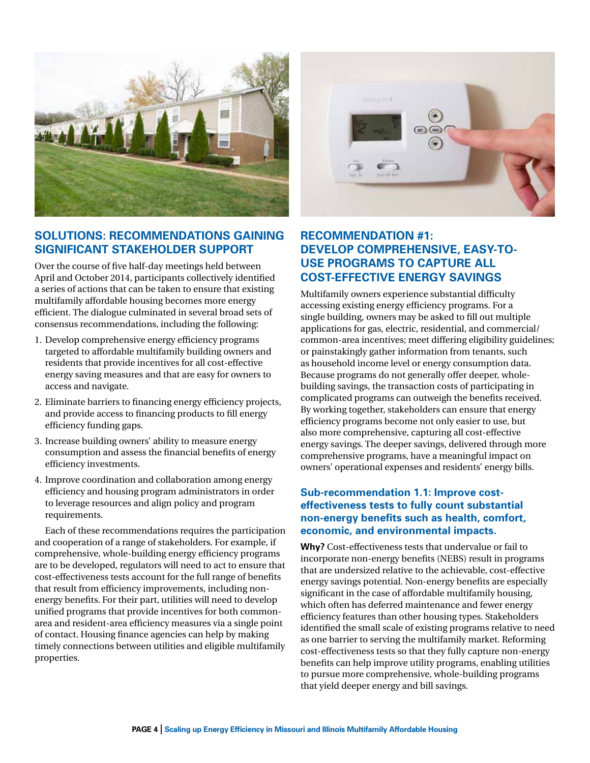## SOLUTIONS: RECOMMENDATIONS GAINING SIGNIFICANT STAKEHOLDER SUPPORT

Over the course of five half-day meetings held between April and October 2014, participants collectively identified a series of actions that can be taken to ensure that existing multifamily affordable housing becomes more energy efficient. The dialogue culminated in several broad sets of consensus recommendations, including the following:

1. Develop comprehensive energy efficiency programs targeted to affordable multifamily building owners and residents that provide incentives for all cost-effective energy saving measures and that are easy for owners to access and navigate.
2. Eliminate barriers to financing energy efficiency projects, and provide access to financing products to fill energy efficiency funding gaps.
3. Increase building owners' ability to measure energy consumption and assess the financial benefits of energy efficiency investments.
4. Improve coordination and collaboration among energy efficiency and housing program administrators in order to leverage resources and align policy and program requirements.

Each of these recommendations requires the participation and cooperation of a range of stakeholders. For example, if comprehensive, whole-building energy efficiency programs are to be developed, regulators will need to act to ensure that cost-effectiveness tests account for the full range of benefits that result from efficiency improvements, including non-energy benefits. For their part, utilities will need to develop unified programs that provide incentives for both common-area and resident-area efficiency measures via a single point of contact. Housing finance agencies can help by making timely connections between utilities and eligible multifamily properties.

## RECOMMENDATION #1: DEVELOP COMPREHENSIVE, EASY-TO-USE PROGRAMS TO CAPTURE ALL COST-EFFECTIVE ENERGY SAVINGS

Multifamily owners experience substantial difficulty accessing existing energy efficiency programs. For a single building, owners may be asked to fill out multiple applications for gas, electric, residential, and commercial/common-area incentives; meet differing eligibility guidelines; or painstakingly gather information from tenants, such as household income level or energy consumption data. Because programs do not generally offer deeper, whole-building savings, the transaction costs of participating in complicated programs can outweigh the benefits received. By working together, stakeholders can ensure that energy efficiency programs become not only easier to use, but also more comprehensive, capturing all cost-effective energy savings. The deeper savings, delivered through more comprehensive programs, have a meaningful impact on owners' operational expenses and residents' energy bills.

### Sub-recommendation 1.1: Improve cost-effectiveness tests to fully count substantial non-energy benefits such as health, comfort, economic, and environmental impacts.

**Why?** Cost-effectiveness tests that undervalue or fail to incorporate non-energy benefits (NEBS) result in programs that are undersized relative to the achievable, cost-effective energy savings potential. Non-energy benefits are especially significant in the case of affordable multifamily housing, which often has deferred maintenance and fewer energy efficiency features than other housing types. Stakeholders identified the small scale of existing programs relative to need as one barrier to serving the multifamily market. Reforming cost-effectiveness tests so that they fully capture non-energy benefits can help improve utility programs, enabling utilities to pursue more comprehensive, whole-building programs that yield deeper energy and bill savings.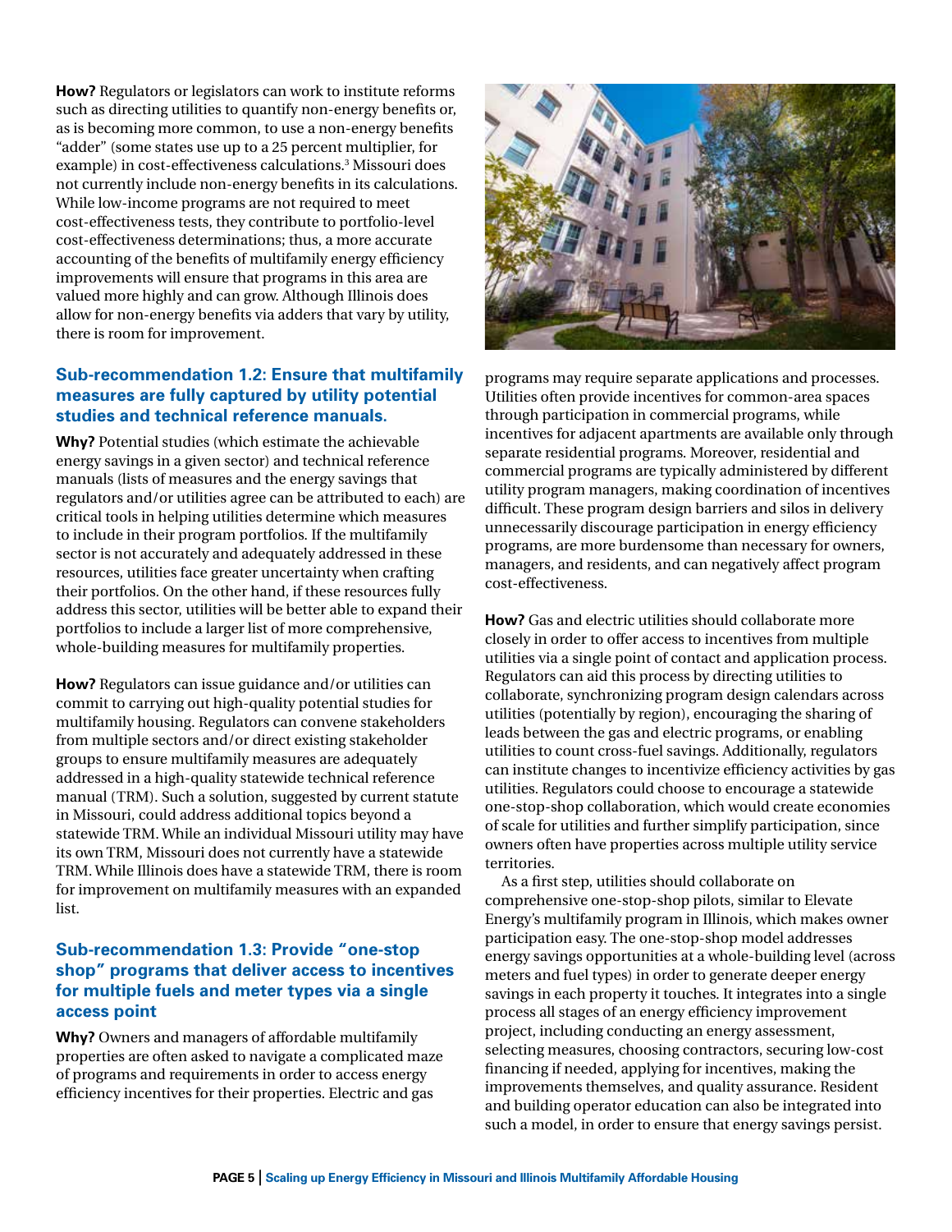**How?** Regulators or legislators can work to institute reforms such as directing utilities to quantify non-energy benefits or, as is becoming more common, to use a non-energy benefits "adder" (some states use up to a 25 percent multiplier, for example) in cost-effectiveness calculations.[3] Missouri does not currently include non-energy benefits in its calculations. While low-income programs are not required to meet cost-effectiveness tests, they contribute to portfolio-level cost-effectiveness determinations; thus, a more accurate accounting of the benefits of multifamily energy efficiency improvements will ensure that programs in this area are valued more highly and can grow. Although Illinois does allow for non-energy benefits via adders that vary by utility, there is room for improvement.

### Sub-recommendation 1.2: Ensure that multifamily measures are fully captured by utility potential studies and technical reference manuals.

**Why?** Potential studies (which estimate the achievable energy savings in a given sector) and technical reference manuals (lists of measures and the energy savings that regulators and/or utilities agree can be attributed to each) are critical tools in helping utilities determine which measures to include in their program portfolios. If the multifamily sector is not accurately and adequately addressed in these resources, utilities face greater uncertainty when crafting their portfolios. On the other hand, if these resources fully address this sector, utilities will be better able to expand their portfolios to include a larger list of more comprehensive, whole-building measures for multifamily properties.

**How?** Regulators can issue guidance and/or utilities can commit to carrying out high-quality potential studies for multifamily housing. Regulators can convene stakeholders from multiple sectors and/or direct existing stakeholder groups to ensure multifamily measures are adequately addressed in a high-quality statewide technical reference manual (TRM). Such a solution, suggested by current statute in Missouri, could address additional topics beyond a statewide TRM. While an individual Missouri utility may have its own TRM, Missouri does not currently have a statewide TRM. While Illinois does have a statewide TRM, there is room for improvement on multifamily measures with an expanded list.

### Sub-recommendation 1.3: Provide "one-stop shop" programs that deliver access to incentives for multiple fuels and meter types via a single access point

**Why?** Owners and managers of affordable multifamily properties are often asked to navigate a complicated maze of programs and requirements in order to access energy efficiency incentives for their properties. Electric and gas programs may require separate applications and processes. Utilities often provide incentives for common-area spaces through participation in commercial programs, while incentives for adjacent apartments are available only through separate residential programs. Moreover, residential and commercial programs are typically administered by different utility program managers, making coordination of incentives difficult. These program design barriers and silos in delivery unnecessarily discourage participation in energy efficiency programs, are more burdensome than necessary for owners, managers, and residents, and can negatively affect program cost-effectiveness.

**How?** Gas and electric utilities should collaborate more closely in order to offer access to incentives from multiple utilities via a single point of contact and application process. Regulators can aid this process by directing utilities to collaborate, synchronizing program design calendars across utilities (potentially by region), encouraging the sharing of leads between the gas and electric programs, or enabling utilities to count cross-fuel savings. Additionally, regulators can institute changes to incentivize efficiency activities by gas utilities. Regulators could choose to encourage a statewide one-stop-shop collaboration, which would create economies of scale for utilities and further simplify participation, since owners often have properties across multiple utility service territories.

As a first step, utilities should collaborate on comprehensive one-stop-shop pilots, similar to Elevate Energy's multifamily program in Illinois, which makes owner participation easy. The one-stop-shop model addresses energy savings opportunities at a whole-building level (across meters and fuel types) in order to generate deeper energy savings in each property it touches. It integrates into a single process all stages of an energy efficiency improvement project, including conducting an energy assessment, selecting measures, choosing contractors, securing low-cost financing if needed, applying for incentives, making the improvements themselves, and quality assurance. Resident and building operator education can also be integrated into such a model, in order to ensure that energy savings persist.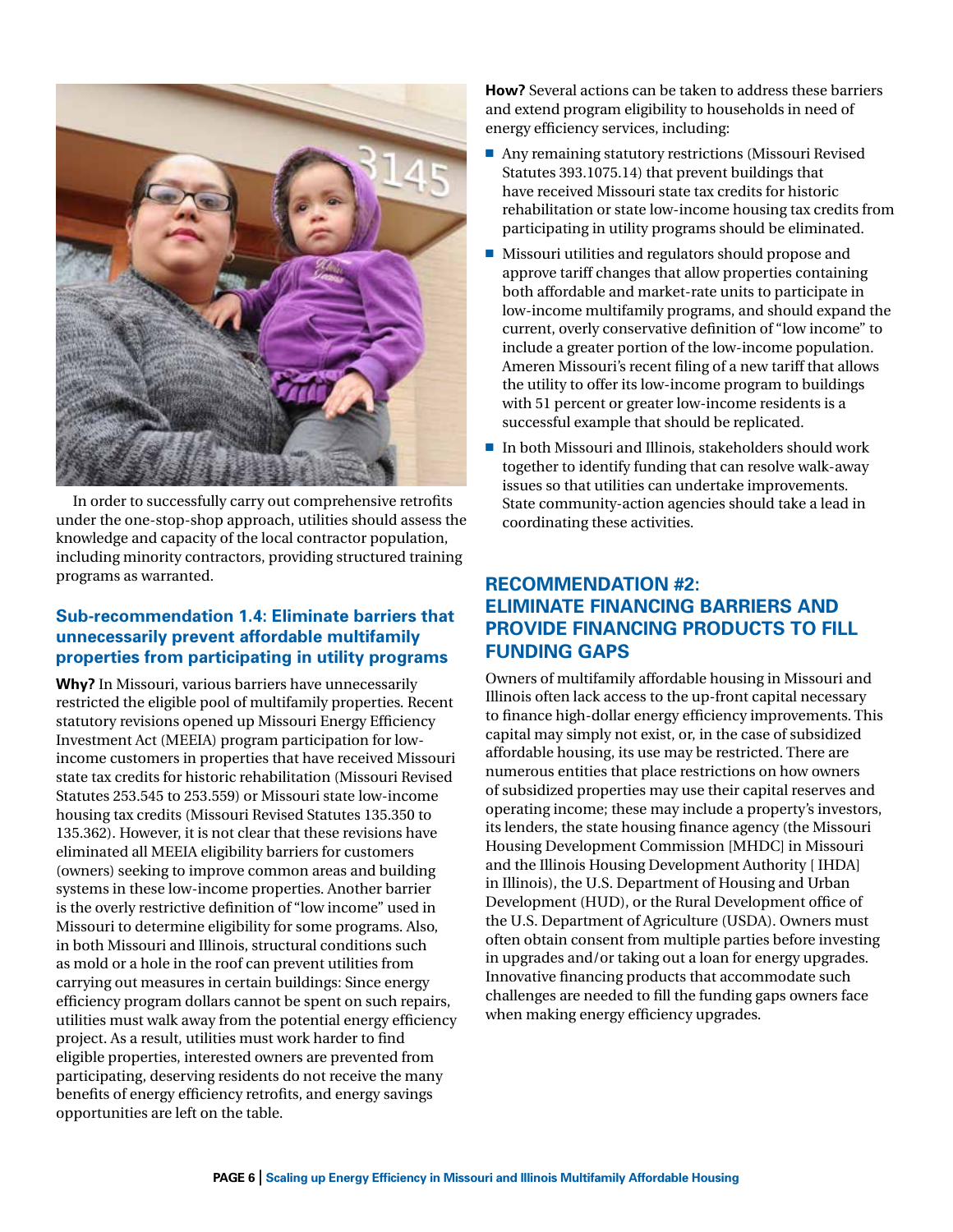In order to successfully carry out comprehensive retrofits under the one-stop-shop approach, utilities should assess the knowledge and capacity of the local contractor population, including minority contractors, providing structured training programs as warranted.

### Sub-recommendation 1.4: Eliminate barriers that unnecessarily prevent affordable multifamily properties from participating in utility programs

**Why?** In Missouri, various barriers have unnecessarily restricted the eligible pool of multifamily properties. Recent statutory revisions opened up Missouri Energy Efficiency Investment Act (MEEIA) program participation for low-income customers in properties that have received Missouri state tax credits for historic rehabilitation (Missouri Revised Statutes 253.545 to 253.559) or Missouri state low-income housing tax credits (Missouri Revised Statutes 135.350 to 135.362). However, it is not clear that these revisions have eliminated all MEEIA eligibility barriers for customers (owners) seeking to improve common areas and building systems in these low-income properties. Another barrier is the overly restrictive definition of "low income" used in Missouri to determine eligibility for some programs. Also, in both Missouri and Illinois, structural conditions such as mold or a hole in the roof can prevent utilities from carrying out measures in certain buildings: Since energy efficiency program dollars cannot be spent on such repairs, utilities must walk away from the potential energy efficiency project. As a result, utilities must work harder to find eligible properties, interested owners are prevented from participating, deserving residents do not receive the many benefits of energy efficiency retrofits, and energy savings opportunities are left on the table.

**How?** Several actions can be taken to address these barriers and extend program eligibility to households in need of energy efficiency services, including:

- Any remaining statutory restrictions (Missouri Revised Statutes 393.1075.14) that prevent buildings that have received Missouri state tax credits for historic rehabilitation or state low-income housing tax credits from participating in utility programs should be eliminated.
- Missouri utilities and regulators should propose and approve tariff changes that allow properties containing both affordable and market-rate units to participate in low-income multifamily programs, and should expand the current, overly conservative definition of "low income" to include a greater portion of the low-income population. Ameren Missouri's recent filing of a new tariff that allows the utility to offer its low-income program to buildings with 51 percent or greater low-income residents is a successful example that should be replicated.
- In both Missouri and Illinois, stakeholders should work together to identify funding that can resolve walk-away issues so that utilities can undertake improvements. State community-action agencies should take a lead in coordinating these activities.

## RECOMMENDATION #2: ELIMINATE FINANCING BARRIERS AND PROVIDE FINANCING PRODUCTS TO FILL FUNDING GAPS

Owners of multifamily affordable housing in Missouri and Illinois often lack access to the up-front capital necessary to finance high-dollar energy efficiency improvements. This capital may simply not exist, or, in the case of subsidized affordable housing, its use may be restricted. There are numerous entities that place restrictions on how owners of subsidized properties may use their capital reserves and operating income; these may include a property's investors, its lenders, the state housing finance agency (the Missouri Housing Development Commission [MHDC] in Missouri and the Illinois Housing Development Authority [ IHDA] in Illinois), the U.S. Department of Housing and Urban Development (HUD), or the Rural Development office of the U.S. Department of Agriculture (USDA). Owners must often obtain consent from multiple parties before investing in upgrades and/or taking out a loan for energy upgrades. Innovative financing products that accommodate such challenges are needed to fill the funding gaps owners face when making energy efficiency upgrades.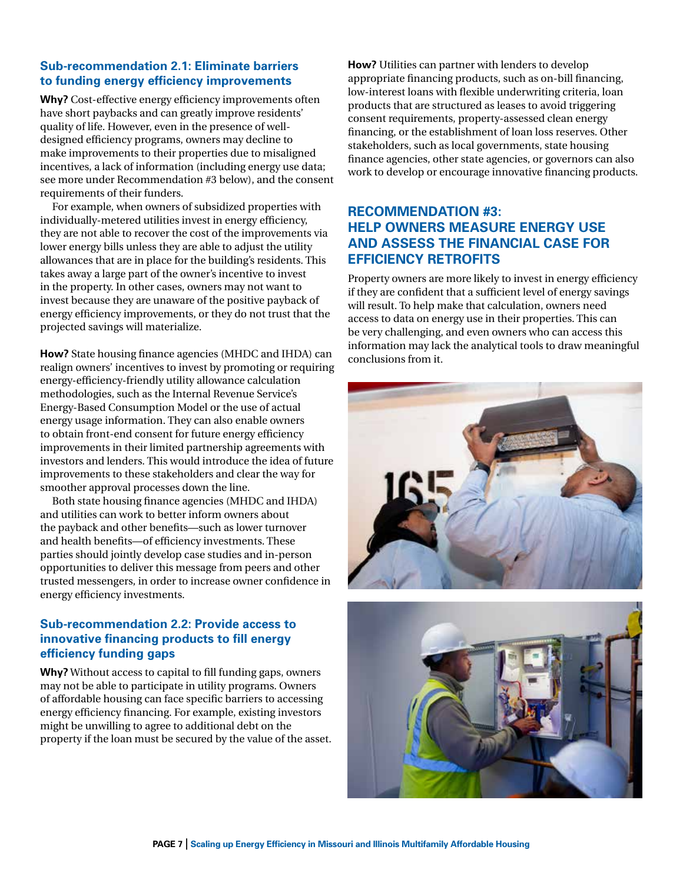### Sub-recommendation 2.1: Eliminate barriers to funding energy efficiency improvements

**Why?** Cost-effective energy efficiency improvements often have short paybacks and can greatly improve residents' quality of life. However, even in the presence of well-designed efficiency programs, owners may decline to make improvements to their properties due to misaligned incentives, a lack of information (including energy use data; see more under Recommendation #3 below), and the consent requirements of their funders.

For example, when owners of subsidized properties with individually-metered utilities invest in energy efficiency, they are not able to recover the cost of the improvements via lower energy bills unless they are able to adjust the utility allowances that are in place for the building's residents. This takes away a large part of the owner's incentive to invest in the property. In other cases, owners may not want to invest because they are unaware of the positive payback of energy efficiency improvements, or they do not trust that the projected savings will materialize.

**How?** State housing finance agencies (MHDC and IHDA) can realign owners' incentives to invest by promoting or requiring energy-efficiency-friendly utility allowance calculation methodologies, such as the Internal Revenue Service's Energy-Based Consumption Model or the use of actual energy usage information. They can also enable owners to obtain front-end consent for future energy efficiency improvements in their limited partnership agreements with investors and lenders. This would introduce the idea of future improvements to these stakeholders and clear the way for smoother approval processes down the line.

Both state housing finance agencies (MHDC and IHDA) and utilities can work to better inform owners about the payback and other benefits—such as lower turnover and health benefits—of efficiency investments. These parties should jointly develop case studies and in-person opportunities to deliver this message from peers and other trusted messengers, in order to increase owner confidence in energy efficiency investments.

### Sub-recommendation 2.2: Provide access to innovative financing products to fill energy efficiency funding gaps

**Why?** Without access to capital to fill funding gaps, owners may not be able to participate in utility programs. Owners of affordable housing can face specific barriers to accessing energy efficiency financing. For example, existing investors might be unwilling to agree to additional debt on the property if the loan must be secured by the value of the asset.

**How?** Utilities can partner with lenders to develop appropriate financing products, such as on-bill financing, low-interest loans with flexible underwriting criteria, loan products that are structured as leases to avoid triggering consent requirements, property-assessed clean energy financing, or the establishment of loan loss reserves. Other stakeholders, such as local governments, state housing finance agencies, other state agencies, or governors can also work to develop or encourage innovative financing products.

## RECOMMENDATION #3: HELP OWNERS MEASURE ENERGY USE AND ASSESS THE FINANCIAL CASE FOR EFFICIENCY RETROFITS

Property owners are more likely to invest in energy efficiency if they are confident that a sufficient level of energy savings will result. To help make that calculation, owners need access to data on energy use in their properties. This can be very challenging, and even owners who can access this information may lack the analytical tools to draw meaningful conclusions from it.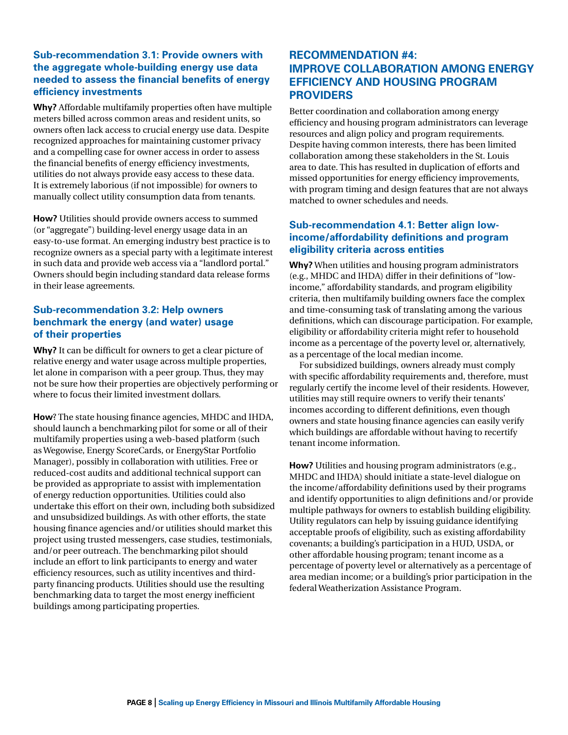### Sub-recommendation 3.1: Provide owners with the aggregate whole-building energy use data needed to assess the financial benefits of energy efficiency investments

**Why?** Affordable multifamily properties often have multiple meters billed across common areas and resident units, so owners often lack access to crucial energy use data. Despite recognized approaches for maintaining customer privacy and a compelling case for owner access in order to assess the financial benefits of energy efficiency investments, utilities do not always provide easy access to these data. It is extremely laborious (if not impossible) for owners to manually collect utility consumption data from tenants.

**How?** Utilities should provide owners access to summed (or "aggregate") building-level energy usage data in an easy-to-use format. An emerging industry best practice is to recognize owners as a special party with a legitimate interest in such data and provide web access via a "landlord portal." Owners should begin including standard data release forms in their lease agreements.

### Sub-recommendation 3.2: Help owners benchmark the energy (and water) usage of their properties

**Why?** It can be difficult for owners to get a clear picture of relative energy and water usage across multiple properties, let alone in comparison with a peer group. Thus, they may not be sure how their properties are objectively performing or where to focus their limited investment dollars.

**How**? The state housing finance agencies, MHDC and IHDA, should launch a benchmarking pilot for some or all of their multifamily properties using a web-based platform (such as Wegowise, Energy ScoreCards, or EnergyStar Portfolio Manager), possibly in collaboration with utilities. Free or reduced-cost audits and additional technical support can be provided as appropriate to assist with implementation of energy reduction opportunities. Utilities could also undertake this effort on their own, including both subsidized and unsubsidized buildings. As with other efforts, the state housing finance agencies and/or utilities should market this project using trusted messengers, case studies, testimonials, and/or peer outreach. The benchmarking pilot should include an effort to link participants to energy and water efficiency resources, such as utility incentives and third-party financing products. Utilities should use the resulting benchmarking data to target the most energy inefficient buildings among participating properties.

## RECOMMENDATION #4: IMPROVE COLLABORATION AMONG ENERGY EFFICIENCY AND HOUSING PROGRAM PROVIDERS

Better coordination and collaboration among energy efficiency and housing program administrators can leverage resources and align policy and program requirements. Despite having common interests, there has been limited collaboration among these stakeholders in the St. Louis area to date. This has resulted in duplication of efforts and missed opportunities for energy efficiency improvements, with program timing and design features that are not always matched to owner schedules and needs.

### Sub-recommendation 4.1: Better align low-income/affordability definitions and program eligibility criteria across entities

**Why?** When utilities and housing program administrators (e.g., MHDC and IHDA) differ in their definitions of "low-income," affordability standards, and program eligibility criteria, then multifamily building owners face the complex and time-consuming task of translating among the various definitions, which can discourage participation. For example, eligibility or affordability criteria might refer to household income as a percentage of the poverty level or, alternatively, as a percentage of the local median income.

For subsidized buildings, owners already must comply with specific affordability requirements and, therefore, must regularly certify the income level of their residents. However, utilities may still require owners to verify their tenants' incomes according to different definitions, even though owners and state housing finance agencies can easily verify which buildings are affordable without having to recertify tenant income information.

**How?** Utilities and housing program administrators (e.g., MHDC and IHDA) should initiate a state-level dialogue on the income/affordability definitions used by their programs and identify opportunities to align definitions and/or provide multiple pathways for owners to establish building eligibility. Utility regulators can help by issuing guidance identifying acceptable proofs of eligibility, such as existing affordability covenants; a building's participation in a HUD, USDA, or other affordable housing program; tenant income as a percentage of poverty level or alternatively as a percentage of area median income; or a building's prior participation in the federal Weatherization Assistance Program.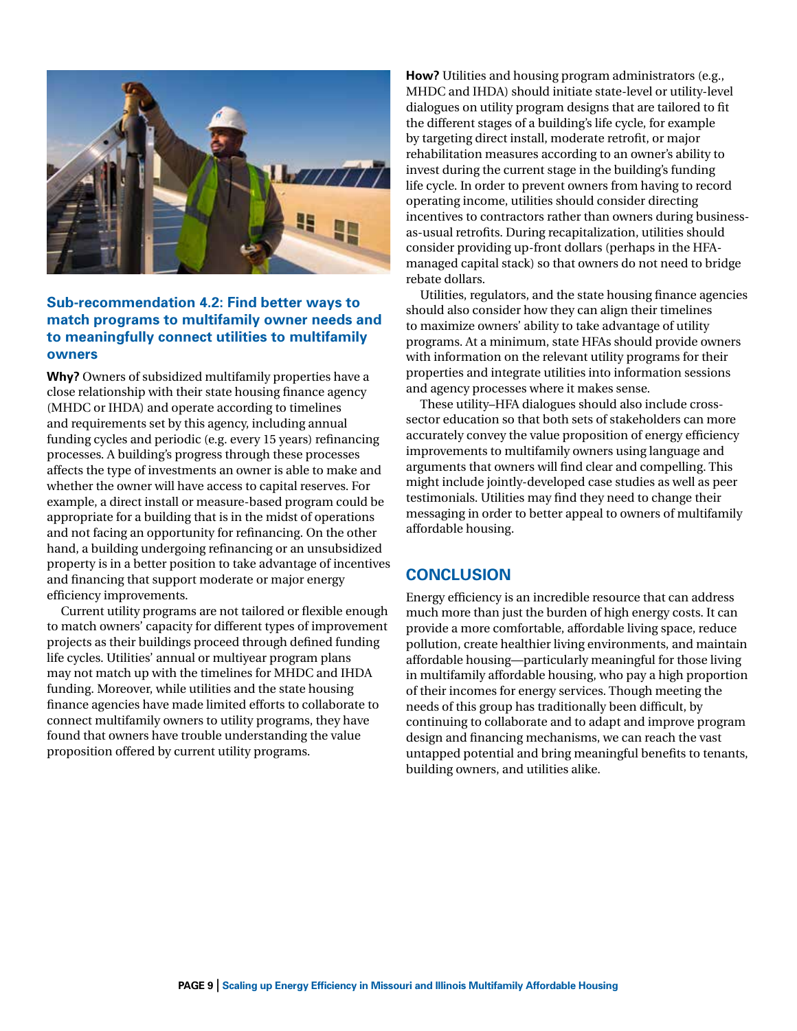### Sub-recommendation 4.2: Find better ways to match programs to multifamily owner needs and to meaningfully connect utilities to multifamily owners

**Why?** Owners of subsidized multifamily properties have a close relationship with their state housing finance agency (MHDC or IHDA) and operate according to timelines and requirements set by this agency, including annual funding cycles and periodic (e.g. every 15 years) refinancing processes. A building's progress through these processes affects the type of investments an owner is able to make and whether the owner will have access to capital reserves. For example, a direct install or measure-based program could be appropriate for a building that is in the midst of operations and not facing an opportunity for refinancing. On the other hand, a building undergoing refinancing or an unsubsidized property is in a better position to take advantage of incentives and financing that support moderate or major energy efficiency improvements.

Current utility programs are not tailored or flexible enough to match owners' capacity for different types of improvement projects as their buildings proceed through defined funding life cycles. Utilities' annual or multiyear program plans may not match up with the timelines for MHDC and IHDA funding. Moreover, while utilities and the state housing finance agencies have made limited efforts to collaborate to connect multifamily owners to utility programs, they have found that owners have trouble understanding the value proposition offered by current utility programs.

**How?** Utilities and housing program administrators (e.g., MHDC and IHDA) should initiate state-level or utility-level dialogues on utility program designs that are tailored to fit the different stages of a building's life cycle, for example by targeting direct install, moderate retrofit, or major rehabilitation measures according to an owner's ability to invest during the current stage in the building's funding life cycle. In order to prevent owners from having to record operating income, utilities should consider directing incentives to contractors rather than owners during business-as-usual retrofits. During recapitalization, utilities should consider providing up-front dollars (perhaps in the HFA-managed capital stack) so that owners do not need to bridge rebate dollars.

Utilities, regulators, and the state housing finance agencies should also consider how they can align their timelines to maximize owners' ability to take advantage of utility programs. At a minimum, state HFAs should provide owners with information on the relevant utility programs for their properties and integrate utilities into information sessions and agency processes where it makes sense.

These utility–HFA dialogues should also include cross-sector education so that both sets of stakeholders can more accurately convey the value proposition of energy efficiency improvements to multifamily owners using language and arguments that owners will find clear and compelling. This might include jointly-developed case studies as well as peer testimonials. Utilities may find they need to change their messaging in order to better appeal to owners of multifamily affordable housing.

## CONCLUSION

Energy efficiency is an incredible resource that can address much more than just the burden of high energy costs. It can provide a more comfortable, affordable living space, reduce pollution, create healthier living environments, and maintain affordable housing—particularly meaningful for those living in multifamily affordable housing, who pay a high proportion of their incomes for energy services. Though meeting the needs of this group has traditionally been difficult, by continuing to collaborate and to adapt and improve program design and financing mechanisms, we can reach the vast untapped potential and bring meaningful benefits to tenants, building owners, and utilities alike.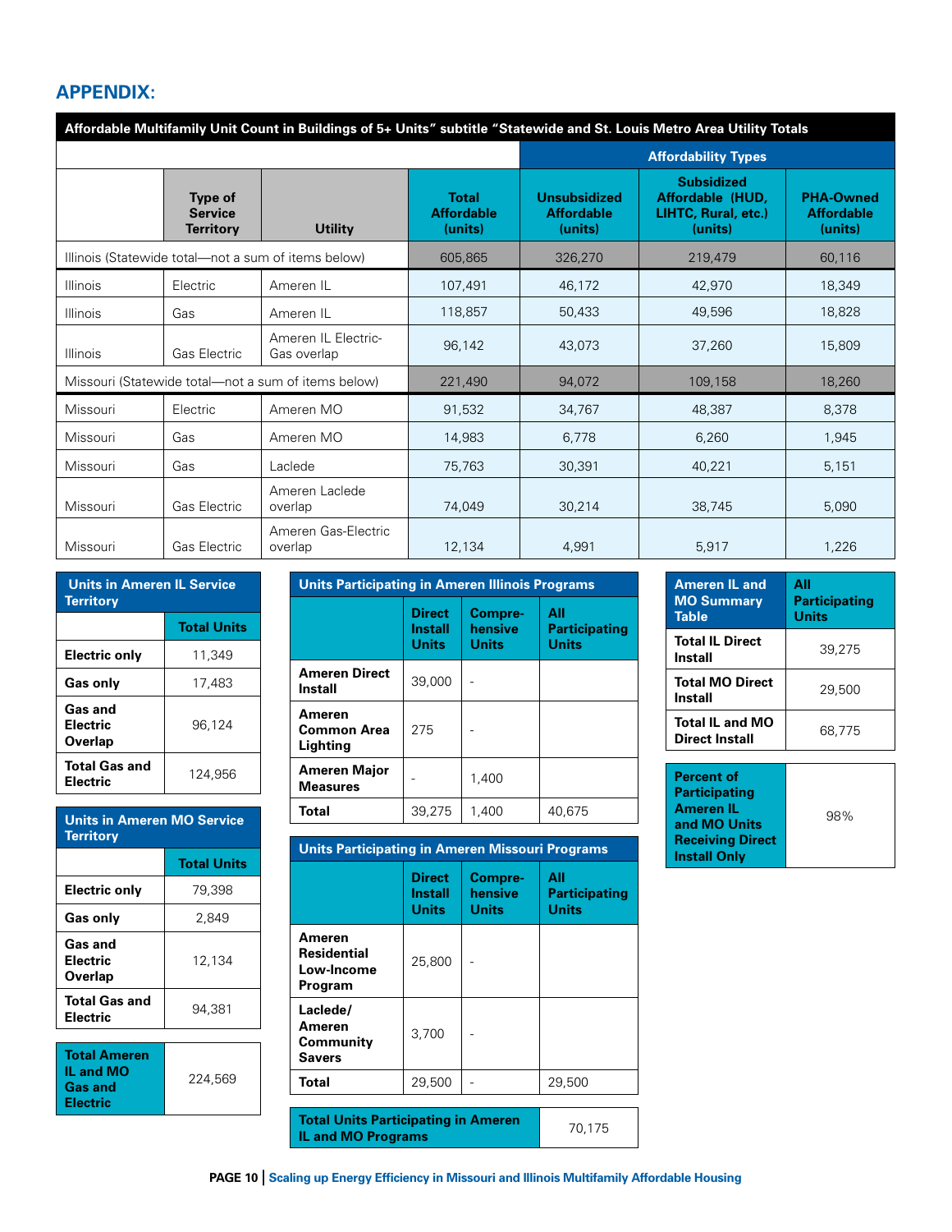## APPENDIX:

| Affordable Multifamily Unit Count in Buildings of 5+ Units" subtitle "Statewide and St. Louis Metro Area Utility Totals | | | | | | | |
|---|---|---|---|---|---|---|---|
| | | | | Affordability Types | | | |
| | Type of Service Territory | Utility | Total Affordable (units) | Unsubsidized Affordable (units) | Subsidized Affordable (HUD, LIHTC, Rural, etc.) (units) | PHA-Owned Affordable (units) |
| Illinois (Statewide total—not a sum of items below) | | | 605,865 | 326,270 | 219,479 | 60,116 |
| Illinois | Electric | Ameren IL | 107,491 | 46,172 | 42,970 | 18,349 |
| Illinois | Gas | Ameren IL | 118,857 | 50,433 | 49,596 | 18,828 |
| Illinois | Gas Electric | Ameren IL Electric-Gas overlap | 96,142 | 43,073 | 37,260 | 15,809 |
| Missouri (Statewide total—not a sum of items below) | | | 221,490 | 94,072 | 109,158 | 18,260 |
| Missouri | Electric | Ameren MO | 91,532 | 34,767 | 48,387 | 8,378 |
| Missouri | Gas | Ameren MO | 14,983 | 6,778 | 6,260 | 1,945 |
| Missouri | Gas | Laclede | 75,763 | 30,391 | 40,221 | 5,151 |
| Missouri | Gas Electric | Ameren Laclede overlap | 74,049 | 30,214 | 38,745 | 5,090 |
| Missouri | Gas Electric | Ameren Gas-Electric overlap | 12,134 | 4,991 | 5,917 | 1,226 |

| Units in Ameren IL Service Territory | |
|---|---|
| | **Total Units** |
| **Electric only** | 11,349 |
| **Gas only** | 17,483 |
| **Gas and Electric Overlap** | 96,124 |
| **Total Gas and Electric** | 124,956 |

| Units in Ameren MO Service Territory | |
|---|---|
| | **Total Units** |
| **Electric only** | 79,398 |
| **Gas only** | 2,849 |
| **Gas and Electric Overlap** | 12,134 |
| **Total Gas and Electric** | 94,381 |

| **Total Ameren IL and MO Gas and Electric** | 224,569 |
|---|---|

| Units Participating in Ameren Illinois Programs | | | |
|---|---|---|---|
| | **Direct Install Units** | **Compre-hensive Units** | **All Participating Units** |
| **Ameren Direct Install** | 39,000 | - | |
| **Ameren Common Area Lighting** | 275 | - | |
| **Ameren Major Measures** | - | 1,400 | |
| **Total** | 39,275 | 1,400 | 40,675 |

| Units Participating in Ameren Missouri Programs | | | |
|---|---|---|---|
| | **Direct Install Units** | **Compre-hensive Units** | **All Participating Units** |
| **Ameren Residential Low-Income Program** | 25,800 | - | |
| **Laclede/ Ameren Community Savers** | 3,700 | - | |
| **Total** | 29,500 | - | 29,500 |

| **Total Units Participating in Ameren IL and MO Programs** | 70,175 |
|---|---|

| Ameren IL and MO Summary Table | All Participating Units |
|---|---|
| **Total IL Direct Install** | 39,275 |
| **Total MO Direct Install** | 29,500 |
| **Total IL and MO Direct Install** | 68,775 |

| **Percent of Participating Ameren IL and MO Units Receiving Direct Install Only** | 98% |
|---|---|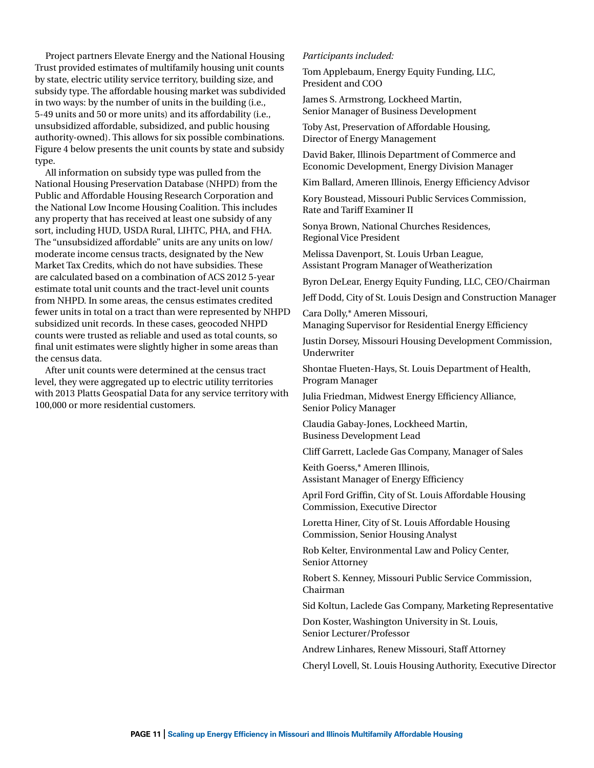Project partners Elevate Energy and the National Housing Trust provided estimates of multifamily housing unit counts by state, electric utility service territory, building size, and subsidy type. The affordable housing market was subdivided in two ways: by the number of units in the building (i.e., 5-49 units and 50 or more units) and its affordability (i.e., unsubsidized affordable, subsidized, and public housing authority-owned). This allows for six possible combinations. Figure 4 below presents the unit counts by state and subsidy type.

All information on subsidy type was pulled from the National Housing Preservation Database (NHPD) from the Public and Affordable Housing Research Corporation and the National Low Income Housing Coalition. This includes any property that has received at least one subsidy of any sort, including HUD, USDA Rural, LIHTC, PHA, and FHA. The "unsubsidized affordable" units are any units on low/moderate income census tracts, designated by the New Market Tax Credits, which do not have subsidies. These are calculated based on a combination of ACS 2012 5-year estimate total unit counts and the tract-level unit counts from NHPD. In some areas, the census estimates credited fewer units in total on a tract than were represented by NHPD subsidized unit records. In these cases, geocoded NHPD counts were trusted as reliable and used as total counts, so final unit estimates were slightly higher in some areas than the census data.

After unit counts were determined at the census tract level, they were aggregated up to electric utility territories with 2013 Platts Geospatial Data for any service territory with 100,000 or more residential customers.

*Participants included:*

Tom Applebaum, Energy Equity Funding, LLC, President and COO

James S. Armstrong, Lockheed Martin, Senior Manager of Business Development

Toby Ast, Preservation of Affordable Housing, Director of Energy Management

David Baker, Illinois Department of Commerce and Economic Development, Energy Division Manager

Kim Ballard, Ameren Illinois, Energy Efficiency Advisor

Kory Boustead, Missouri Public Services Commission, Rate and Tariff Examiner II

Sonya Brown, National Churches Residences, Regional Vice President

Melissa Davenport, St. Louis Urban League, Assistant Program Manager of Weatherization

Byron DeLear, Energy Equity Funding, LLC, CEO/Chairman

Jeff Dodd, City of St. Louis Design and Construction Manager

Cara Dolly,* Ameren Missouri, Managing Supervisor for Residential Energy Efficiency

Justin Dorsey, Missouri Housing Development Commission, Underwriter

Shontae Flueten-Hays, St. Louis Department of Health, Program Manager

Julia Friedman, Midwest Energy Efficiency Alliance, Senior Policy Manager

Claudia Gabay-Jones, Lockheed Martin, Business Development Lead

Cliff Garrett, Laclede Gas Company, Manager of Sales

Keith Goerss,* Ameren Illinois, Assistant Manager of Energy Efficiency

April Ford Griffin, City of St. Louis Affordable Housing Commission, Executive Director

Loretta Hiner, City of St. Louis Affordable Housing Commission, Senior Housing Analyst

Rob Kelter, Environmental Law and Policy Center, Senior Attorney

Robert S. Kenney, Missouri Public Service Commission, Chairman

Sid Koltun, Laclede Gas Company, Marketing Representative

Don Koster, Washington University in St. Louis, Senior Lecturer/Professor

Andrew Linhares, Renew Missouri, Staff Attorney

Cheryl Lovell, St. Louis Housing Authority, Executive Director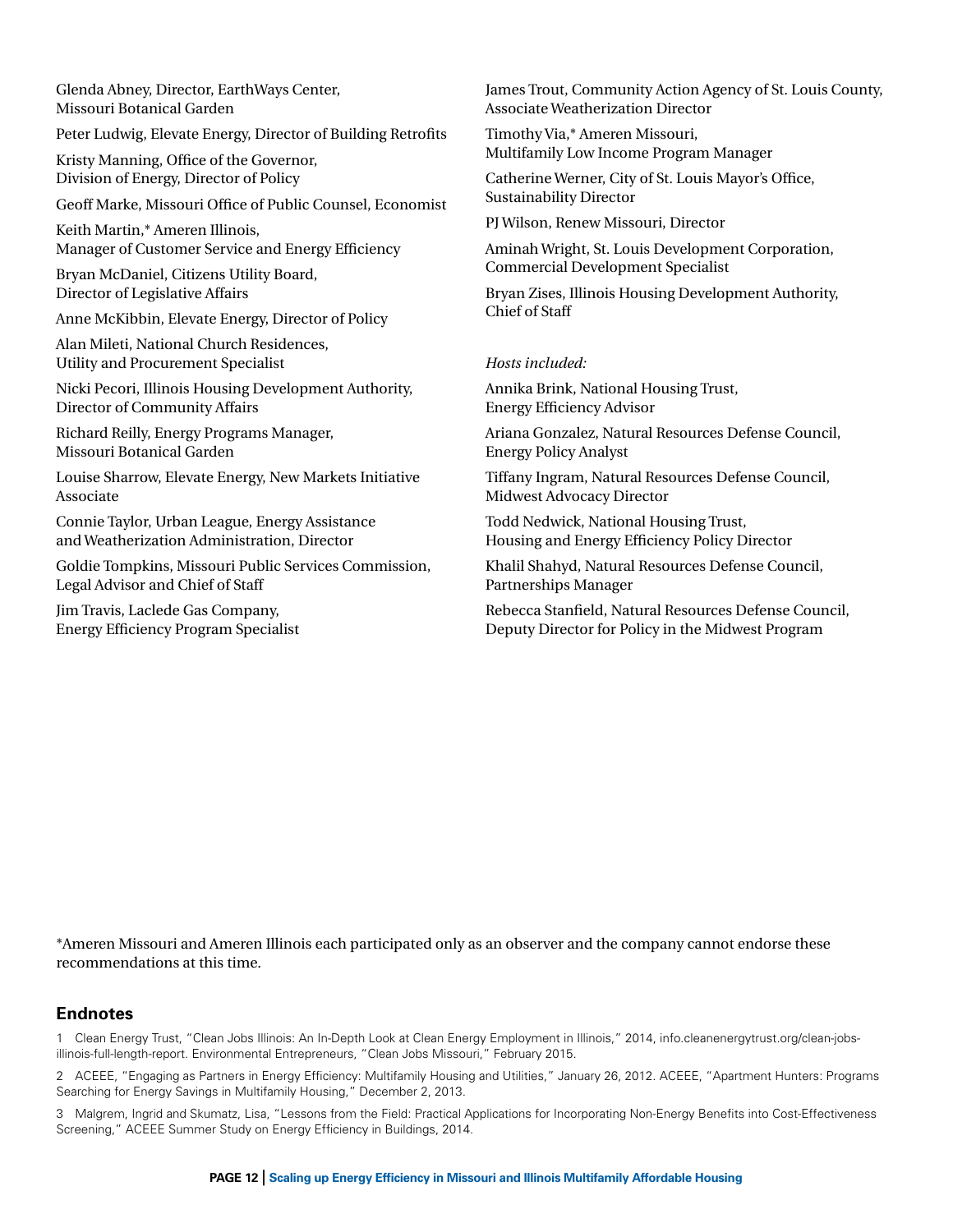Glenda Abney, Director, EarthWays Center, Missouri Botanical Garden

Peter Ludwig, Elevate Energy, Director of Building Retrofits

Kristy Manning, Office of the Governor, Division of Energy, Director of Policy

Geoff Marke, Missouri Office of Public Counsel, Economist

Keith Martin,* Ameren Illinois, Manager of Customer Service and Energy Efficiency

Bryan McDaniel, Citizens Utility Board, Director of Legislative Affairs

Anne McKibbin, Elevate Energy, Director of Policy

Alan Mileti, National Church Residences, Utility and Procurement Specialist

Nicki Pecori, Illinois Housing Development Authority, Director of Community Affairs

Richard Reilly, Energy Programs Manager, Missouri Botanical Garden

Louise Sharrow, Elevate Energy, New Markets Initiative Associate

Connie Taylor, Urban League, Energy Assistance and Weatherization Administration, Director

Goldie Tompkins, Missouri Public Services Commission, Legal Advisor and Chief of Staff

Jim Travis, Laclede Gas Company, Energy Efficiency Program Specialist

James Trout, Community Action Agency of St. Louis County, Associate Weatherization Director

Timothy Via,* Ameren Missouri, Multifamily Low Income Program Manager

Catherine Werner, City of St. Louis Mayor's Office, Sustainability Director

PJ Wilson, Renew Missouri, Director

Aminah Wright, St. Louis Development Corporation, Commercial Development Specialist

Bryan Zises, Illinois Housing Development Authority, Chief of Staff

*Hosts included:*

Annika Brink, National Housing Trust, Energy Efficiency Advisor

Ariana Gonzalez, Natural Resources Defense Council, Energy Policy Analyst

Tiffany Ingram, Natural Resources Defense Council, Midwest Advocacy Director

Todd Nedwick, National Housing Trust, Housing and Energy Efficiency Policy Director

Khalil Shahyd, Natural Resources Defense Council, Partnerships Manager

Rebecca Stanfield, Natural Resources Defense Council, Deputy Director for Policy in the Midwest Program

*Ameren Missouri and Ameren Illinois each participated only as an observer and the company cannot endorse these recommendations at this time.

## Endnotes

1 Clean Energy Trust, "Clean Jobs Illinois: An In-Depth Look at Clean Energy Employment in Illinois," 2014, info.cleanenergytrust.org/clean-jobs-illinois-full-length-report. Environmental Entrepreneurs, "Clean Jobs Missouri," February 2015.

2 ACEEE, "Engaging as Partners in Energy Efficiency: Multifamily Housing and Utilities," January 26, 2012. ACEEE, "Apartment Hunters: Programs Searching for Energy Savings in Multifamily Housing," December 2, 2013.

3 Malgrem, Ingrid and Skumatz, Lisa, "Lessons from the Field: Practical Applications for Incorporating Non-Energy Benefits into Cost-Effectiveness Screening," ACEEE Summer Study on Energy Efficiency in Buildings, 2014.